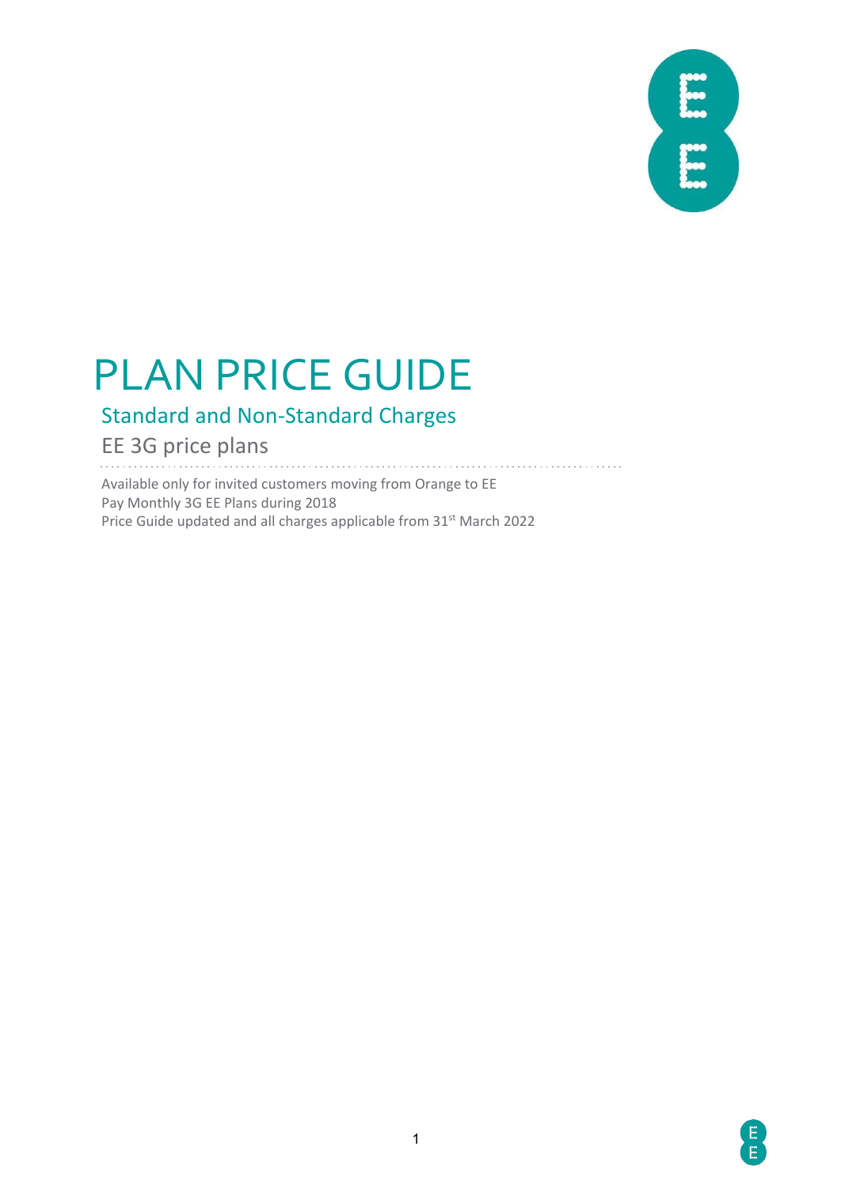# PLAN PRICE GUIDE

## Standard and Non-Standard Charges

### EE 3G price plans

Available only for invited customers moving from Orange to EE
Pay Monthly 3G EE Plans during 2018
Price Guide updated and all charges applicable from 31st March 2022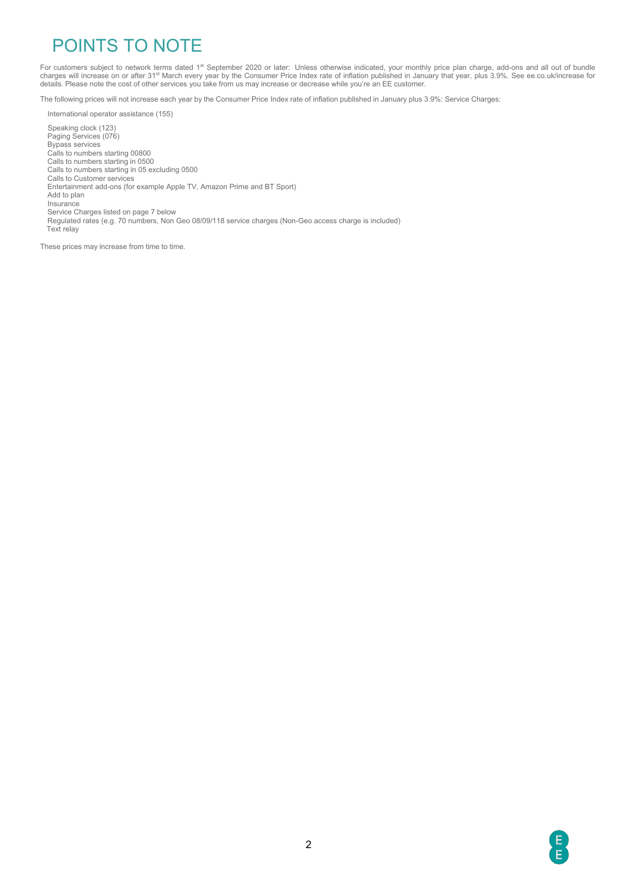# POINTS TO NOTE

For customers subject to network terms dated 1st September 2020 or later: Unless otherwise indicated, your monthly price plan charge, add-ons and all out of bundle charges will increase on or after 31st March every year by the Consumer Price Index rate of inflation published in January that year, plus 3.9%. See ee.co.uk/increase for details. Please note the cost of other services you take from us may increase or decrease while you're an EE customer.

The following prices will not increase each year by the Consumer Price Index rate of inflation published in January plus 3.9%: Service Charges:

International operator assistance (155)

Speaking clock (123)
Paging Services (076)
Bypass services
Calls to numbers starting 00800
Calls to numbers starting in 0500
Calls to numbers starting in 05 excluding 0500
Calls to Customer services
Entertainment add-ons (for example Apple TV, Amazon Prime and BT Sport)
Add to plan
Insurance
Service Charges listed on page 7 below
Regulated rates (e.g. 70 numbers, Non Geo 08/09/118 service charges (Non-Geo access charge is included)
Text relay

These prices may increase from time to time.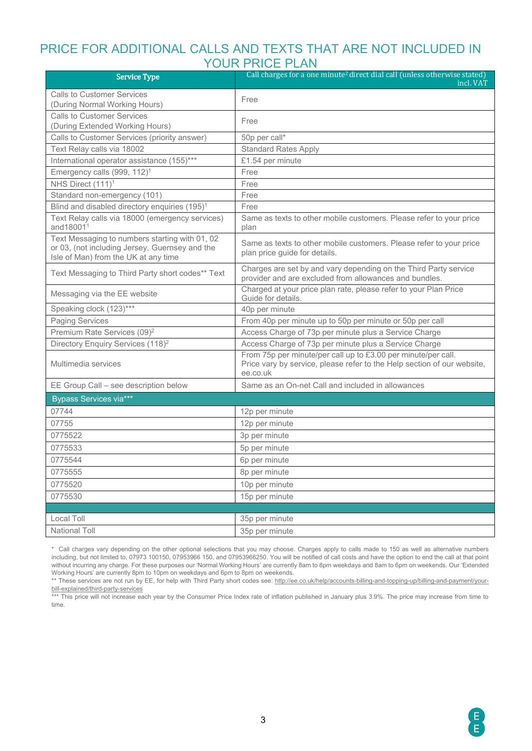# PRICE FOR ADDITIONAL CALLS AND TEXTS THAT ARE NOT INCLUDED IN YOUR PRICE PLAN

| Service Type | Call charges for a one minute[2] direct dial call (unless otherwise stated) incl. VAT |
|---|---|
| Calls to Customer Services (During Normal Working Hours) | Free |
| Calls to Customer Services (During Extended Working Hours) | Free |
| Calls to Customer Services (priority answer) | 50p per call* |
| Text Relay calls via 18002 | Standard Rates Apply |
| International operator assistance (155)*** | £1.54 per minute |
| Emergency calls (999, 112)[1] | Free |
| NHS Direct (111)[1] | Free |
| Standard non-emergency (101) | Free |
| Blind and disabled directory enquiries (195)[1] | Free |
| Text Relay calls via 18000 (emergency services) and18001[1] | Same as texts to other mobile customers. Please refer to your price plan |
| Text Messaging to numbers starting with 01, 02 or 03, (not including Jersey, Guernsey and the Isle of Man) from the UK at any time | Same as texts to other mobile customers. Please refer to your price plan price guide for details. |
| Text Messaging to Third Party short codes** Text | Charges are set by and vary depending on the Third Party service provider and are excluded from allowances and bundles. |
| Messaging via the EE website | Charged at your price plan rate, please refer to your Plan Price Guide for details. |
| Speaking clock (123)*** | 40p per minute |
| Paging Services | From 40p per minute up to 50p per minute or 50p per call |
| Premium Rate Services (09)[2] | Access Charge of 73p per minute plus a Service Charge |
| Directory Enquiry Services (118)[2] | Access Charge of 73p per minute plus a Service Charge |
| Multimedia services | From 75p per minute/per call up to £3.00 per minute/per call. Price vary by service, please refer to the Help section of our website, ee.co.uk |
| EE Group Call – see description below | Same as an On-net Call and included in allowances |
| Bypass Services via*** | |
| 07744 | 12p per minute |
| 07755 | 12p per minute |
| 0775522 | 3p per minute |
| 0775533 | 5p per minute |
| 0775544 | 6p per minute |
| 0775555 | 8p per minute |
| 0775520 | 10p per minute |
| 0775530 | 15p per minute |
| | |
| Local Toll | 35p per minute |
| National Toll | 35p per minute |

\* Call charges vary depending on the other optional selections that you may choose. Charges apply to calls made to 150 as well as alternative numbers including, but not limited to, 07973 100150, 07953966 150, and 07953966250. You will be notified of call costs and have the option to end the call at that point without incurring any charge. For these purposes our 'Normal Working Hours' are currently 8am to 8pm weekdays and 8am to 6pm on weekends. Our 'Extended Working Hours' are currently 8pm to 10pm on weekdays and 6pm to 8pm on weekends.

** These services are not run by EE, for help with Third Party short codes see: http://ee.co.uk/help/accounts-billing-and-topping-up/billing-and-payment/your-bill-explained/third-party-services

*** This price will not increase each year by the Consumer Price Index rate of inflation published in January plus 3.9%. The price may increase from time to time.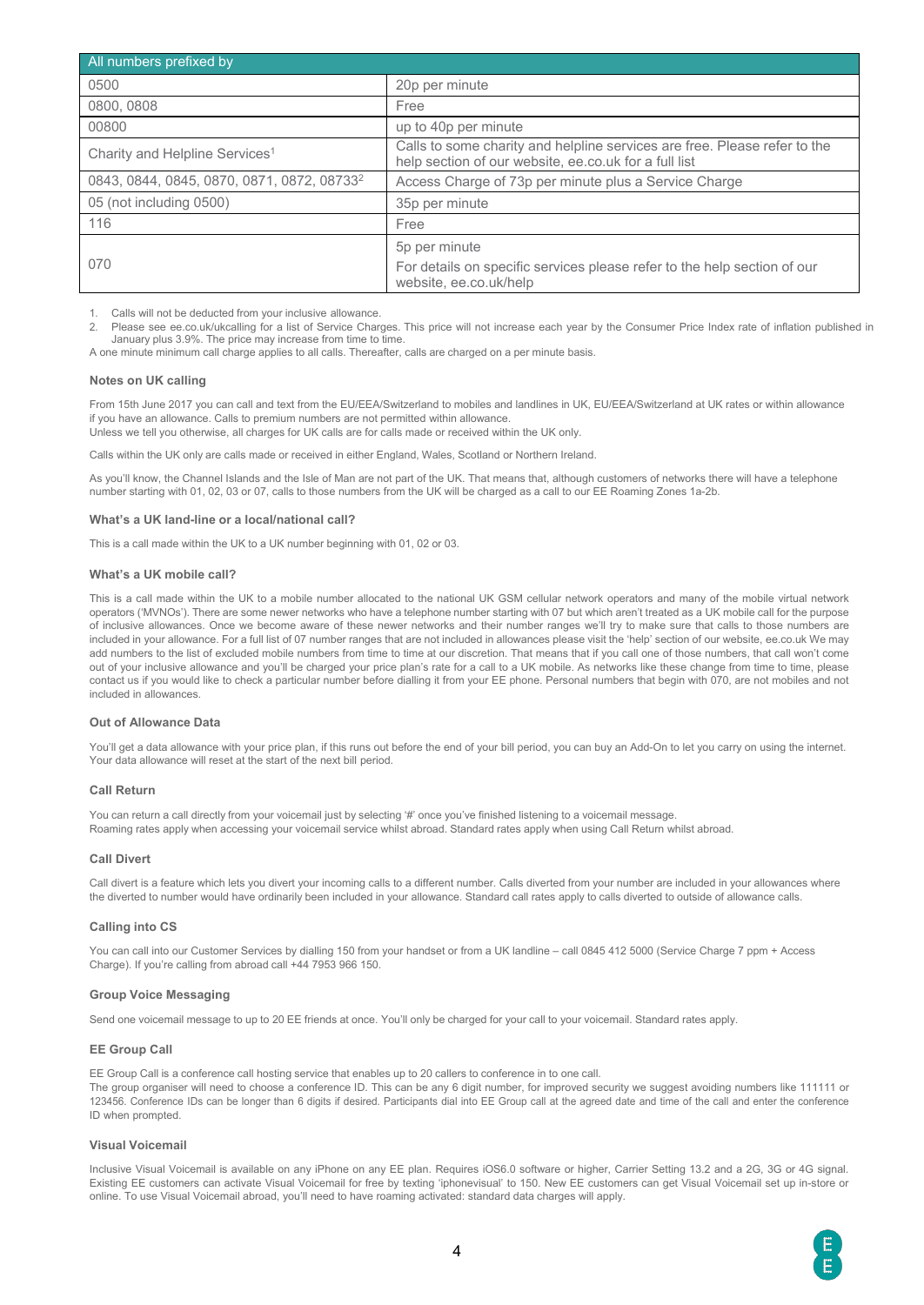| All numbers prefixed by | |
|---|---|
| 0500 | 20p per minute |
| 0800, 0808 | Free |
| 00800 | up to 40p per minute |
| Charity and Helpline Services[1] | Calls to some charity and helpline services are free. Please refer to the help section of our website, ee.co.uk for a full list |
| 0843, 0844, 0845, 0870, 0871, 0872, 08733[2] | Access Charge of 73p per minute plus a Service Charge |
| 05 (not including 0500) | 35p per minute |
| 116 | Free |
| 070 | 5p per minute<br>For details on specific services please refer to the help section of our website, ee.co.uk/help |

1. Calls will not be deducted from your inclusive allowance.
2. Please see ee.co.uk/ukcalling for a list of Service Charges. This price will not increase each year by the Consumer Price Index rate of inflation published in January plus 3.9%. The price may increase from time to time.

A one minute minimum call charge applies to all calls. Thereafter, calls are charged on a per minute basis.

### Notes on UK calling

From 15th June 2017 you can call and text from the EU/EEA/Switzerland to mobiles and landlines in UK, EU/EEA/Switzerland at UK rates or within allowance if you have an allowance. Calls to premium numbers are not permitted within allowance.
Unless we tell you otherwise, all charges for UK calls are for calls made or received within the UK only.

Calls within the UK only are calls made or received in either England, Wales, Scotland or Northern Ireland.

As you'll know, the Channel Islands and the Isle of Man are not part of the UK. That means that, although customers of networks there will have a telephone number starting with 01, 02, 03 or 07, calls to those numbers from the UK will be charged as a call to our EE Roaming Zones 1a-2b.

### What's a UK land-line or a local/national call?

This is a call made within the UK to a UK number beginning with 01, 02 or 03.

### What's a UK mobile call?

This is a call made within the UK to a mobile number allocated to the national UK GSM cellular network operators and many of the mobile virtual network operators ('MVNOs'). There are some newer networks who have a telephone number starting with 07 but which aren't treated as a UK mobile call for the purpose of inclusive allowances. Once we become aware of these newer networks and their number ranges we'll try to make sure that calls to those numbers are included in your allowance. For a full list of 07 number ranges that are not included in allowances please visit the 'help' section of our website, ee.co.uk We may add numbers to the list of excluded mobile numbers from time to time at our discretion. That means that if you call one of those numbers, that call won't come out of your inclusive allowance and you'll be charged your price plan's rate for a call to a UK mobile. As networks like these change from time to time, please contact us if you would like to check a particular number before dialling it from your EE phone. Personal numbers that begin with 070, are not mobiles and not included in allowances.

### Out of Allowance Data

You'll get a data allowance with your price plan, if this runs out before the end of your bill period, you can buy an Add-On to let you carry on using the internet. Your data allowance will reset at the start of the next bill period.

### Call Return

You can return a call directly from your voicemail just by selecting '#' once you've finished listening to a voicemail message.
Roaming rates apply when accessing your voicemail service whilst abroad. Standard rates apply when using Call Return whilst abroad.

### Call Divert

Call divert is a feature which lets you divert your incoming calls to a different number. Calls diverted from your number are included in your allowances where the diverted to number would have ordinarily been included in your allowance. Standard call rates apply to calls diverted to outside of allowance calls.

### Calling into CS

You can call into our Customer Services by dialling 150 from your handset or from a UK landline – call 0845 412 5000 (Service Charge 7 ppm + Access Charge). If you're calling from abroad call +44 7953 966 150.

### Group Voice Messaging

Send one voicemail message to up to 20 EE friends at once. You'll only be charged for your call to your voicemail. Standard rates apply.

### EE Group Call

EE Group Call is a conference call hosting service that enables up to 20 callers to conference in to one call.
The group organiser will need to choose a conference ID. This can be any 6 digit number, for improved security we suggest avoiding numbers like 111111 or 123456. Conference IDs can be longer than 6 digits if desired. Participants dial into EE Group call at the agreed date and time of the call and enter the conference ID when prompted.

### Visual Voicemail

Inclusive Visual Voicemail is available on any iPhone on any EE plan. Requires iOS6.0 software or higher, Carrier Setting 13.2 and a 2G, 3G or 4G signal. Existing EE customers can activate Visual Voicemail for free by texting 'iphonevisual' to 150. New EE customers can get Visual Voicemail set up in-store or online. To use Visual Voicemail abroad, you'll need to have roaming activated: standard data charges will apply.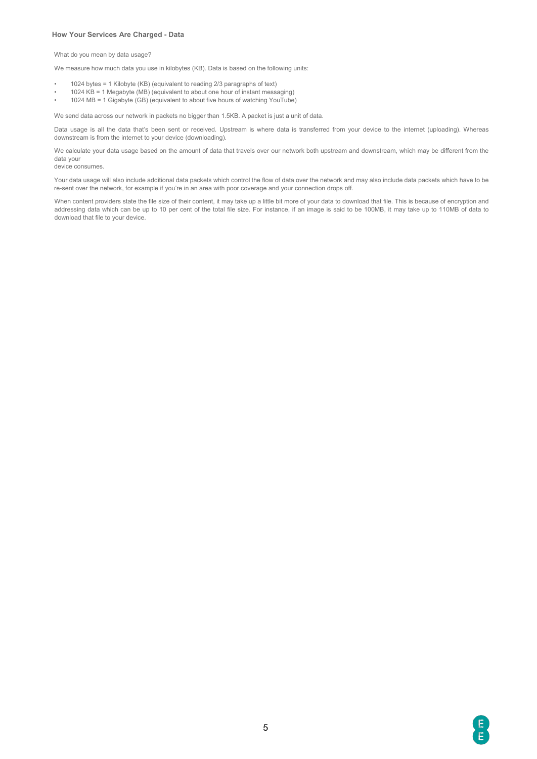### How Your Services Are Charged - Data

What do you mean by data usage?

We measure how much data you use in kilobytes (KB). Data is based on the following units:

- 1024 bytes = 1 Kilobyte (KB) (equivalent to reading 2/3 paragraphs of text)
- 1024 KB = 1 Megabyte (MB) (equivalent to about one hour of instant messaging)
- 1024 MB = 1 Gigabyte (GB) (equivalent to about five hours of watching YouTube)

We send data across our network in packets no bigger than 1.5KB. A packet is just a unit of data.

Data usage is all the data that's been sent or received. Upstream is where data is transferred from your device to the internet (uploading). Whereas downstream is from the internet to your device (downloading).

We calculate your data usage based on the amount of data that travels over our network both upstream and downstream, which may be different from the data your device consumes.

Your data usage will also include additional data packets which control the flow of data over the network and may also include data packets which have to be re-sent over the network, for example if you're in an area with poor coverage and your connection drops off.

When content providers state the file size of their content, it may take up a little bit more of your data to download that file. This is because of encryption and addressing data which can be up to 10 per cent of the total file size. For instance, if an image is said to be 100MB, it may take up to 110MB of data to download that file to your device.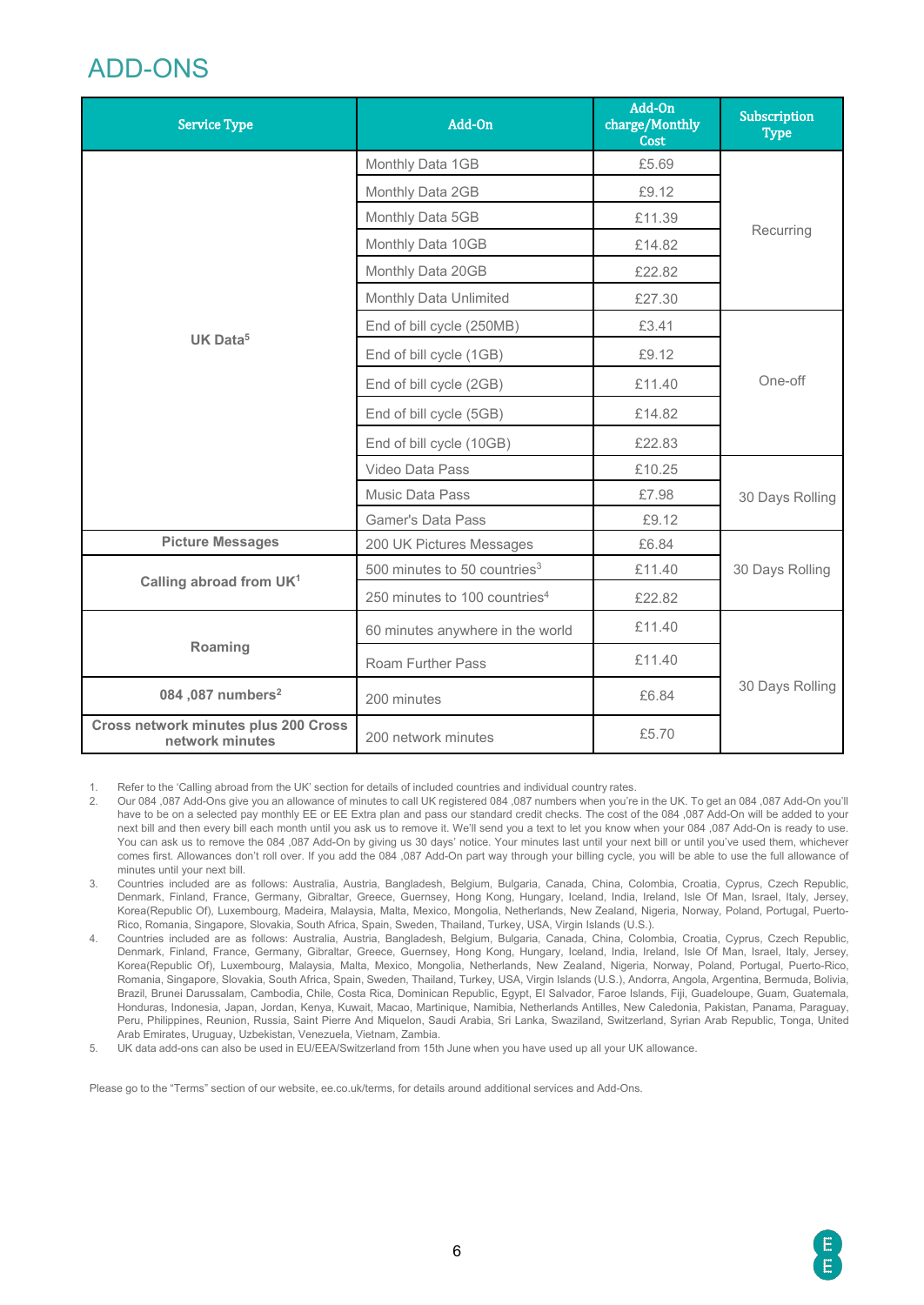# ADD-ONS

| Service Type | Add-On | Add-On charge/Monthly Cost | Subscription Type |
|---|---|---|---|
| UK Data[5] | Monthly Data 1GB | £5.69 | Recurring |
| | Monthly Data 2GB | £9.12 | |
| | Monthly Data 5GB | £11.39 | |
| | Monthly Data 10GB | £14.82 | |
| | Monthly Data 20GB | £22.82 | |
| | Monthly Data Unlimited | £27.30 | |
| | End of bill cycle (250MB) | £3.41 | One-off |
| | End of bill cycle (1GB) | £9.12 | |
| | End of bill cycle (2GB) | £11.40 | |
| | End of bill cycle (5GB) | £14.82 | |
| | End of bill cycle (10GB) | £22.83 | |
| | Video Data Pass | £10.25 | 30 Days Rolling |
| | Music Data Pass | £7.98 | |
| | Gamer's Data Pass | £9.12 | |
| Picture Messages | 200 UK Pictures Messages | £6.84 | 30 Days Rolling |
| Calling abroad from UK[1] | 500 minutes to 50 countries[3] | £11.40 | |
| | 250 minutes to 100 countries[4] | £22.82 | |
| Roaming | 60 minutes anywhere in the world | £11.40 | 30 Days Rolling |
| | Roam Further Pass | £11.40 | |
| 084 ,087 numbers[2] | 200 minutes | £6.84 | |
| Cross network minutes plus 200 Cross network minutes | 200 network minutes | £5.70 | |

1. Refer to the 'Calling abroad from the UK' section for details of included countries and individual country rates.
2. Our 084 ,087 Add-Ons give you an allowance of minutes to call UK registered 084 ,087 numbers when you're in the UK. To get an 084 ,087 Add-On you'll have to be on a selected pay monthly EE or EE Extra plan and pass our standard credit checks. The cost of the 084 ,087 Add-On will be added to your next bill and then every bill each month until you ask us to remove it. We'll send you a text to let you know when your 084 ,087 Add-On is ready to use. You can ask us to remove the 084 ,087 Add-On by giving us 30 days' notice. Your minutes last until your next bill or until you've used them, whichever comes first. Allowances don't roll over. If you add the 084 ,087 Add-On part way through your billing cycle, you will be able to use the full allowance of minutes until your next bill.
3. Countries included are as follows: Australia, Austria, Bangladesh, Belgium, Bulgaria, Canada, China, Colombia, Croatia, Cyprus, Czech Republic, Denmark, Finland, France, Germany, Gibraltar, Greece, Guernsey, Hong Kong, Hungary, Iceland, India, Ireland, Isle Of Man, Israel, Italy, Jersey, Korea(Republic Of), Luxembourg, Madeira, Malaysia, Malta, Mexico, Mongolia, Netherlands, New Zealand, Nigeria, Norway, Poland, Portugal, Puerto-Rico, Romania, Singapore, Slovakia, South Africa, Spain, Sweden, Thailand, Turkey, USA, Virgin Islands (U.S.).
4. Countries included are as follows: Australia, Austria, Bangladesh, Belgium, Bulgaria, Canada, China, Colombia, Croatia, Cyprus, Czech Republic, Denmark, Finland, France, Germany, Gibraltar, Greece, Guernsey, Hong Kong, Hungary, Iceland, India, Ireland, Isle Of Man, Israel, Italy, Jersey, Korea(Republic Of), Luxembourg, Malaysia, Malta, Mexico, Mongolia, Netherlands, New Zealand, Nigeria, Norway, Poland, Portugal, Puerto-Rico, Romania, Singapore, Slovakia, South Africa, Spain, Sweden, Thailand, Turkey, USA, Virgin Islands (U.S.), Andorra, Angola, Argentina, Bermuda, Bolivia, Brazil, Brunei Darussalam, Cambodia, Chile, Costa Rica, Dominican Republic, Egypt, El Salvador, Faroe Islands, Fiji, Guadeloupe, Guam, Guatemala, Honduras, Indonesia, Japan, Jordan, Kenya, Kuwait, Macao, Martinique, Namibia, Netherlands Antilles, New Caledonia, Pakistan, Panama, Paraguay, Peru, Philippines, Reunion, Russia, Saint Pierre And Miquelon, Saudi Arabia, Sri Lanka, Swaziland, Switzerland, Syrian Arab Republic, Tonga, United Arab Emirates, Uruguay, Uzbekistan, Venezuela, Vietnam, Zambia.
5. UK data add-ons can also be used in EU/EEA/Switzerland from 15th June when you have used up all your UK allowance.

Please go to the "Terms" section of our website, ee.co.uk/terms, for details around additional services and Add-Ons.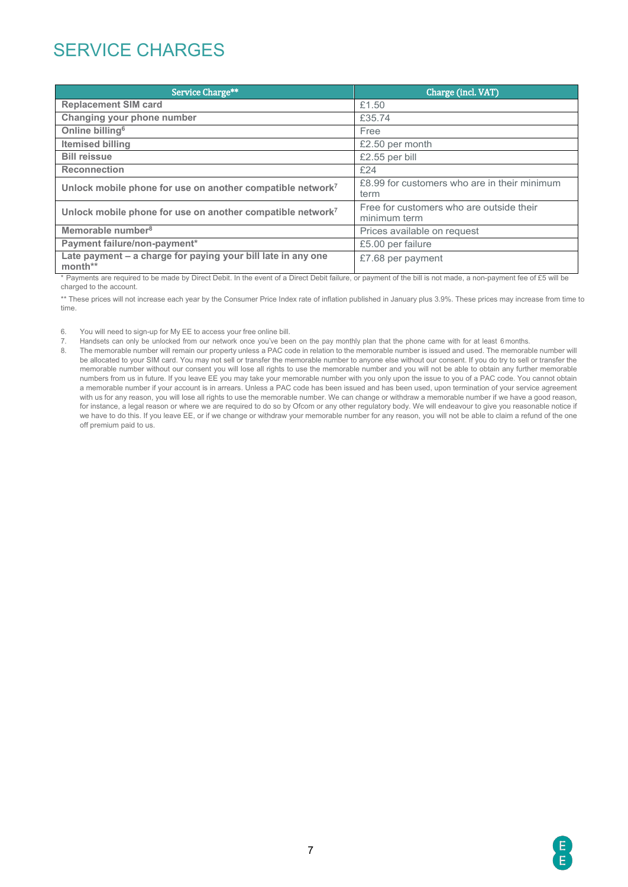# SERVICE CHARGES

| Service Charge** | Charge (incl. VAT) |
| --- | --- |
| **Replacement SIM card** | £1.50 |
| **Changing your phone number** | £35.74 |
| **Online billing**[6] | Free |
| **Itemised billing** | £2.50 per month |
| **Bill reissue** | £2.55 per bill |
| **Reconnection** | £24 |
| **Unlock mobile phone for use on another compatible network**[7] | £8.99 for customers who are in their minimum term |
| **Unlock mobile phone for use on another compatible network**[7] | Free for customers who are outside their minimum term |
| **Memorable number**[8] | Prices available on request |
| **Payment failure/non-payment*** | £5.00 per failure |
| **Late payment – a charge for paying your bill late in any one month**** | £7.68 per payment |

* Payments are required to be made by Direct Debit. In the event of a Direct Debit failure, or payment of the bill is not made, a non-payment fee of £5 will be charged to the account.

** These prices will not increase each year by the Consumer Price Index rate of inflation published in January plus 3.9%. These prices may increase from time to time.

6. You will need to sign-up for My EE to access your free online bill.
7. Handsets can only be unlocked from our network once you've been on the pay monthly plan that the phone came with for at least 6 months.
8. The memorable number will remain our property unless a PAC code in relation to the memorable number is issued and used. The memorable number will be allocated to your SIM card. You may not sell or transfer the memorable number to anyone else without our consent. If you do try to sell or transfer the memorable number without our consent you will lose all rights to use the memorable number and you will not be able to obtain any further memorable numbers from us in future. If you leave EE you may take your memorable number with you only upon the issue to you of a PAC code. You cannot obtain a memorable number if your account is in arrears. Unless a PAC code has been issued and has been used, upon termination of your service agreement with us for any reason, you will lose all rights to use the memorable number. We can change or withdraw a memorable number if we have a good reason, for instance, a legal reason or where we are required to do so by Ofcom or any other regulatory body. We will endeavour to give you reasonable notice if we have to do this. If you leave EE, or if we change or withdraw your memorable number for any reason, you will not be able to claim a refund of the one off premium paid to us.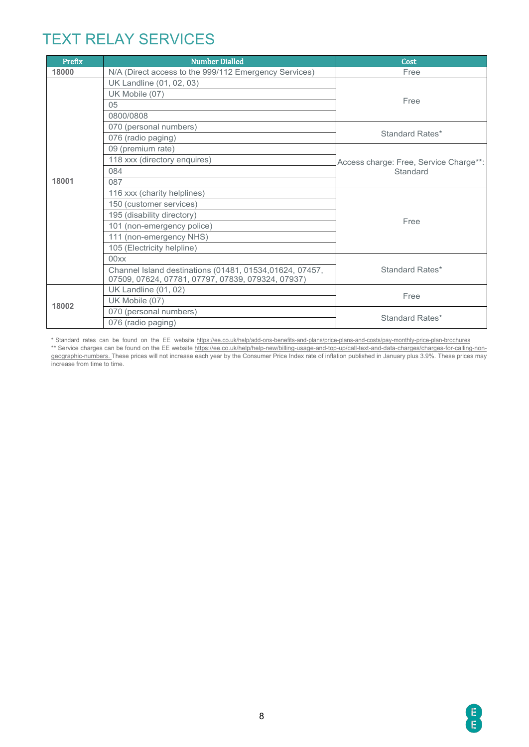# TEXT RELAY SERVICES

| Prefix | Number Dialled | Cost |
|---|---|---|
| **18000** | N/A (Direct access to the 999/112 Emergency Services) | Free |
| **18001** | UK Landline (01, 02, 03) | Free |
| | UK Mobile (07) | |
| | 05 | |
| | 0800/0808 | |
| | 070 (personal numbers) | Standard Rates* |
| | 076 (radio paging) | |
| | 09 (premium rate) | Access charge: Free, Service Charge**: Standard |
| | 118 xxx (directory enquires) | |
| | 084 | |
| | 087 | |
| | 116 xxx (charity helplines) | Free |
| | 150 (customer services) | |
| | 195 (disability directory) | |
| | 101 (non-emergency police) | |
| | 111 (non-emergency NHS) | |
| | 105 (Electricity helpline) | |
| | 00xx | Standard Rates* |
| | Channel Island destinations (01481, 01534,01624, 07457, 07509, 07624, 07781, 07797, 07839, 079324, 07937) | |
| **18002** | UK Landline (01, 02) | Free |
| | UK Mobile (07) | |
| | 070 (personal numbers) | Standard Rates* |
| | 076 (radio paging) | |

* Standard rates can be found on the EE website https://ee.co.uk/help/add-ons-benefits-and-plans/price-plans-and-costs/pay-monthly-price-plan-brochures

** Service charges can be found on the EE website https://ee.co.uk/help/help-new/billing-usage-and-top-up/call-text-and-data-charges/charges-for-calling-non-geographic-numbers. These prices will not increase each year by the Consumer Price Index rate of inflation published in January plus 3.9%. These prices may increase from time to time.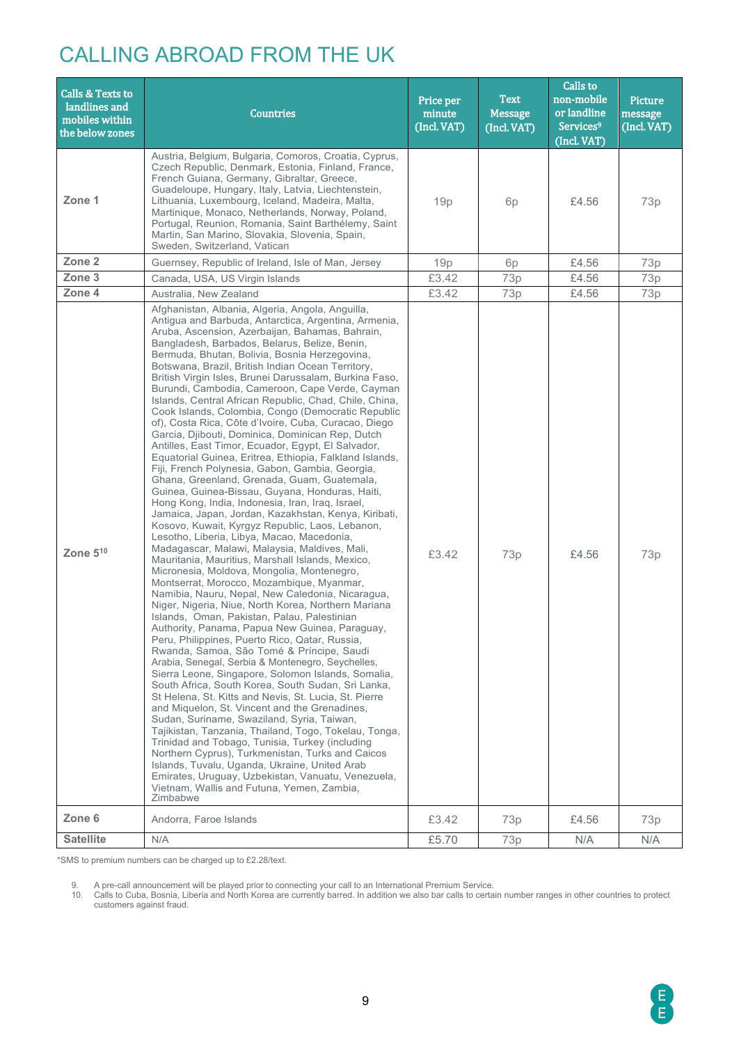# CALLING ABROAD FROM THE UK

| Calls & Texts to landlines and mobiles within the below zones | Countries | Price per minute (Incl. VAT) | Text Message (Incl. VAT) | Calls to non-mobile or landline Services[9] (Incl. VAT) | Picture message (Incl. VAT) |
|---|---|---|---|---|---|
| **Zone 1** | Austria, Belgium, Bulgaria, Comoros, Croatia, Cyprus, Czech Republic, Denmark, Estonia, Finland, France, French Guiana, Germany, Gibraltar, Greece, Guadeloupe, Hungary, Italy, Latvia, Liechtenstein, Lithuania, Luxembourg, Iceland, Madeira, Malta, Martinique, Monaco, Netherlands, Norway, Poland, Portugal, Reunion, Romania, Saint Barthélemy, Saint Martin, San Marino, Slovakia, Slovenia, Spain, Sweden, Switzerland, Vatican | 19p | 6p | £4.56 | 73p |
| **Zone 2** | Guernsey, Republic of Ireland, Isle of Man, Jersey | 19p | 6p | £4.56 | 73p |
| **Zone 3** | Canada, USA, US Virgin Islands | £3.42 | 73p | £4.56 | 73p |
| **Zone 4** | Australia, New Zealand | £3.42 | 73p | £4.56 | 73p |
| **Zone 5[10]** | Afghanistan, Albania, Algeria, Angola, Anguilla, Antigua and Barbuda, Antarctica, Argentina, Armenia, Aruba, Ascension, Azerbaijan, Bahamas, Bahrain, Bangladesh, Barbados, Belarus, Belize, Benin, Bermuda, Bhutan, Bolivia, Bosnia Herzegovina, Botswana, Brazil, British Indian Ocean Territory, British Virgin Isles, Brunei Darussalam, Burkina Faso, Burundi, Cambodia, Cameroon, Cape Verde, Cayman Islands, Central African Republic, Chad, Chile, China, Cook Islands, Colombia, Congo (Democratic Republic of), Costa Rica, Côte d'Ivoire, Cuba, Curacao, Diego Garcia, Djibouti, Dominica, Dominican Rep, Dutch Antilles, East Timor, Ecuador, Egypt, El Salvador, Equatorial Guinea, Eritrea, Ethiopia, Falkland Islands, Fiji, French Polynesia, Gabon, Gambia, Georgia, Ghana, Greenland, Grenada, Guam, Guatemala, Guinea, Guinea-Bissau, Guyana, Honduras, Haiti, Hong Kong, India, Indonesia, Iran, Iraq, Israel, Jamaica, Japan, Jordan, Kazakhstan, Kenya, Kiribati, Kosovo, Kuwait, Kyrgyz Republic, Laos, Lebanon, Lesotho, Liberia, Libya, Macao, Macedonia, Madagascar, Malawi, Malaysia, Maldives, Mali, Mauritania, Mauritius, Marshall Islands, Mexico, Micronesia, Moldova, Mongolia, Montenegro, Montserrat, Morocco, Mozambique, Myanmar, Namibia, Nauru, Nepal, New Caledonia, Nicaragua, Niger, Nigeria, Niue, North Korea, Northern Mariana Islands, Oman, Pakistan, Palau, Palestinian Authority, Panama, Papua New Guinea, Paraguay, Peru, Philippines, Puerto Rico, Qatar, Russia, Rwanda, Samoa, São Tomé & Príncipe, Saudi Arabia, Senegal, Serbia & Montenegro, Seychelles, Sierra Leone, Singapore, Solomon Islands, Somalia, South Africa, South Korea, South Sudan, Sri Lanka, St Helena, St. Kitts and Nevis, St. Lucia, St. Pierre and Miquelon, St. Vincent and the Grenadines, Sudan, Suriname, Swaziland, Syria, Taiwan, Tajikistan, Tanzania, Thailand, Togo, Tokelau, Tonga, Trinidad and Tobago, Tunisia, Turkey (including Northern Cyprus), Turkmenistan, Turks and Caicos Islands, Tuvalu, Uganda, Ukraine, United Arab Emirates, Uruguay, Uzbekistan, Vanuatu, Venezuela, Vietnam, Wallis and Futuna, Yemen, Zambia, Zimbabwe | £3.42 | 73p | £4.56 | 73p |
| **Zone 6** | Andorra, Faroe Islands | £3.42 | 73p | £4.56 | 73p |
| **Satellite** | N/A | £5.70 | 73p | N/A | N/A |

*SMS to premium numbers can be charged up to £2.28/text.

9. A pre-call announcement will be played prior to connecting your call to an International Premium Service.
10. Calls to Cuba, Bosnia, Liberia and North Korea are currently barred. In addition we also bar calls to certain number ranges in other countries to protect customers against fraud.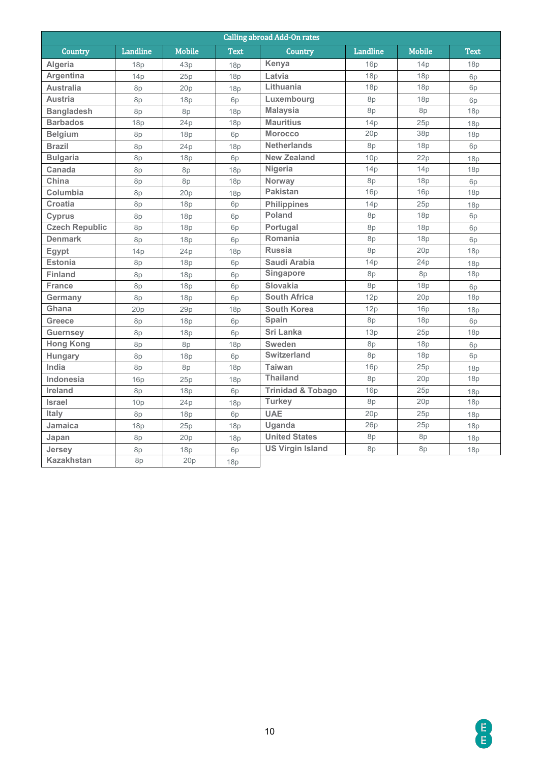| Calling abroad Add-On rates | | | | | | | |
|---|---|---|---|---|---|---|---|
| Country | Landline | Mobile | Text | Country | Landline | Mobile | Text |
| Algeria | 18p | 43p | 18p | Kenya | 16p | 14p | 18p |
| Argentina | 14p | 25p | 18p | Latvia | 18p | 18p | 6p |
| Australia | 8p | 20p | 18p | Lithuania | 18p | 18p | 6p |
| Austria | 8p | 18p | 6p | Luxembourg | 8p | 18p | 6p |
| Bangladesh | 8p | 8p | 18p | Malaysia | 8p | 8p | 18p |
| Barbados | 18p | 24p | 18p | Mauritius | 14p | 25p | 18p |
| Belgium | 8p | 18p | 6p | Morocco | 20p | 38p | 18p |
| Brazil | 8p | 24p | 18p | Netherlands | 8p | 18p | 6p |
| Bulgaria | 8p | 18p | 6p | New Zealand | 10p | 22p | 18p |
| Canada | 8p | 8p | 18p | Nigeria | 14p | 14p | 18p |
| China | 8p | 8p | 18p | Norway | 8p | 18p | 6p |
| Columbia | 8p | 20p | 18p | Pakistan | 16p | 16p | 18p |
| Croatia | 8p | 18p | 6p | Philippines | 14p | 25p | 18p |
| Cyprus | 8p | 18p | 6p | Poland | 8p | 18p | 6p |
| Czech Republic | 8p | 18p | 6p | Portugal | 8p | 18p | 6p |
| Denmark | 8p | 18p | 6p | Romania | 8p | 18p | 6p |
| Egypt | 14p | 24p | 18p | Russia | 8p | 20p | 18p |
| Estonia | 8p | 18p | 6p | Saudi Arabia | 14p | 24p | 18p |
| Finland | 8p | 18p | 6p | Singapore | 8p | 8p | 18p |
| France | 8p | 18p | 6p | Slovakia | 8p | 18p | 6p |
| Germany | 8p | 18p | 6p | South Africa | 12p | 20p | 18p |
| Ghana | 20p | 29p | 18p | South Korea | 12p | 16p | 18p |
| Greece | 8p | 18p | 6p | Spain | 8p | 18p | 6p |
| Guernsey | 8p | 18p | 6p | Sri Lanka | 13p | 25p | 18p |
| Hong Kong | 8p | 8p | 18p | Sweden | 8p | 18p | 6p |
| Hungary | 8p | 18p | 6p | Switzerland | 8p | 18p | 6p |
| India | 8p | 8p | 18p | Taiwan | 16p | 25p | 18p |
| Indonesia | 16p | 25p | 18p | Thailand | 8p | 20p | 18p |
| Ireland | 8p | 18p | 6p | Trinidad & Tobago | 16p | 25p | 18p |
| Israel | 10p | 24p | 18p | Turkey | 8p | 20p | 18p |
| Italy | 8p | 18p | 6p | UAE | 20p | 25p | 18p |
| Jamaica | 18p | 25p | 18p | Uganda | 26p | 25p | 18p |
| Japan | 8p | 20p | 18p | United States | 8p | 8p | 18p |
| Jersey | 8p | 18p | 6p | US Virgin Island | 8p | 8p | 18p |
| Kazakhstan | 8p | 20p | 18p | | | | |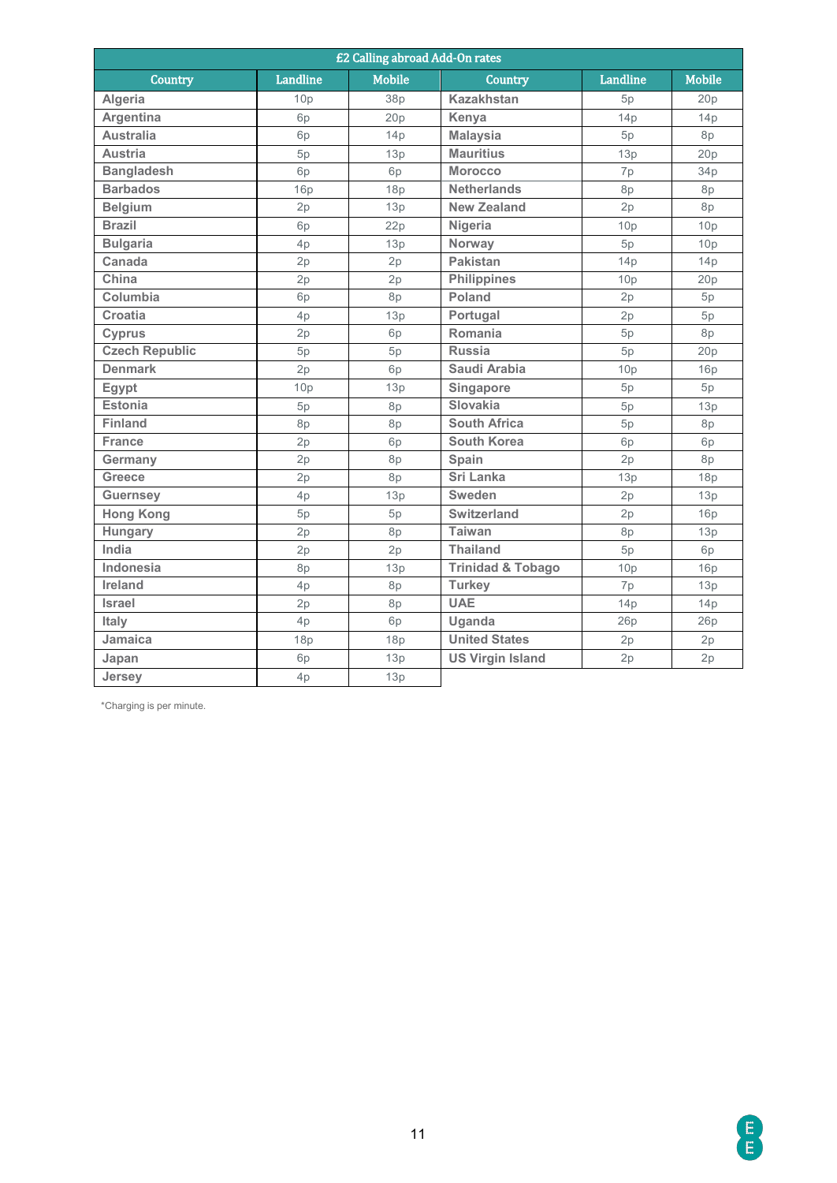| £2 Calling abroad Add-On rates | | | | | |
|---|---|---|---|---|---|
| Country | Landline | Mobile | Country | Landline | Mobile |
| Algeria | 10p | 38p | Kazakhstan | 5p | 20p |
| Argentina | 6p | 20p | Kenya | 14p | 14p |
| Australia | 6p | 14p | Malaysia | 5p | 8p |
| Austria | 5p | 13p | Mauritius | 13p | 20p |
| Bangladesh | 6p | 6p | Morocco | 7p | 34p |
| Barbados | 16p | 18p | Netherlands | 8p | 8p |
| Belgium | 2p | 13p | New Zealand | 2p | 8p |
| Brazil | 6p | 22p | Nigeria | 10p | 10p |
| Bulgaria | 4p | 13p | Norway | 5p | 10p |
| Canada | 2p | 2p | Pakistan | 14p | 14p |
| China | 2p | 2p | Philippines | 10p | 20p |
| Columbia | 6p | 8p | Poland | 2p | 5p |
| Croatia | 4p | 13p | Portugal | 2p | 5p |
| Cyprus | 2p | 6p | Romania | 5p | 8p |
| Czech Republic | 5p | 5p | Russia | 5p | 20p |
| Denmark | 2p | 6p | Saudi Arabia | 10p | 16p |
| Egypt | 10p | 13p | Singapore | 5p | 5p |
| Estonia | 5p | 8p | Slovakia | 5p | 13p |
| Finland | 8p | 8p | South Africa | 5p | 8p |
| France | 2p | 6p | South Korea | 6p | 6p |
| Germany | 2p | 8p | Spain | 2p | 8p |
| Greece | 2p | 8p | Sri Lanka | 13p | 18p |
| Guernsey | 4p | 13p | Sweden | 2p | 13p |
| Hong Kong | 5p | 5p | Switzerland | 2p | 16p |
| Hungary | 2p | 8p | Taiwan | 8p | 13p |
| India | 2p | 2p | Thailand | 5p | 6p |
| Indonesia | 8p | 13p | Trinidad & Tobago | 10p | 16p |
| Ireland | 4p | 8p | Turkey | 7p | 13p |
| Israel | 2p | 8p | UAE | 14p | 14p |
| Italy | 4p | 6p | Uganda | 26p | 26p |
| Jamaica | 18p | 18p | United States | 2p | 2p |
| Japan | 6p | 13p | US Virgin Island | 2p | 2p |
| Jersey | 4p | 13p | | | |

*Charging is per minute.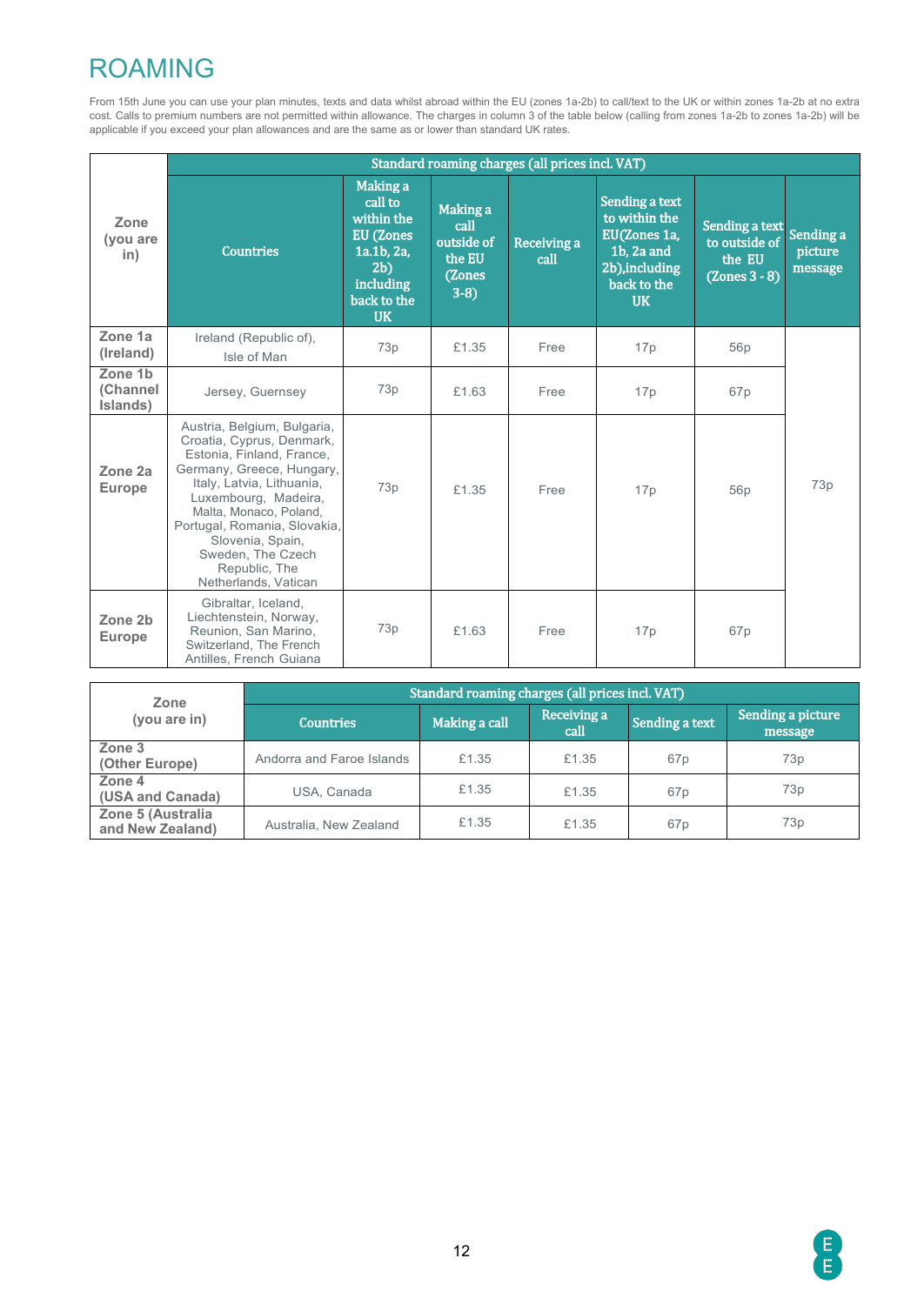# ROAMING

From 15th June you can use your plan minutes, texts and data whilst abroad within the EU (zones 1a-2b) to call/text to the UK or within zones 1a-2b at no extra cost. Calls to premium numbers are not permitted within allowance. The charges in column 3 of the table below (calling from zones 1a-2b to zones 1a-2b) will be applicable if you exceed your plan allowances and are the same as or lower than standard UK rates.

| Zone (you are in) | Standard roaming charges (all prices incl. VAT) | | | | | | |
|---|---|---|---|---|---|---|---|
| | Countries | Making a call to within the EU (Zones 1a.1b, 2a, 2b) including back to the UK | Making a call outside of the EU (Zones 3-8) | Receiving a call | Sending a text to within the EU(Zones 1a, 1b, 2a and 2b),including back to the UK | Sending a text to outside of the EU (Zones 3 - 8) | Sending a picture message |
| Zone 1a (Ireland) | Ireland (Republic of), Isle of Man | 73p | £1.35 | Free | 17p | 56p | 73p |
| Zone 1b (Channel Islands) | Jersey, Guernsey | 73p | £1.63 | Free | 17p | 67p | 73p |
| Zone 2a Europe | Austria, Belgium, Bulgaria, Croatia, Cyprus, Denmark, Estonia, Finland, France, Germany, Greece, Hungary, Italy, Latvia, Lithuania, Luxembourg, Madeira, Malta, Monaco, Poland, Portugal, Romania, Slovakia, Slovenia, Spain, Sweden, The Czech Republic, The Netherlands, Vatican | 73p | £1.35 | Free | 17p | 56p | 73p |
| Zone 2b Europe | Gibraltar, Iceland, Liechtenstein, Norway, Reunion, San Marino, Switzerland, The French Antilles, French Guiana | 73p | £1.63 | Free | 17p | 67p | 73p |

| Zone (you are in) | Standard roaming charges (all prices incl. VAT) | | | | |
|---|---|---|---|---|---|
| | Countries | Making a call | Receiving a call | Sending a text | Sending a picture message |
| Zone 3 (Other Europe) | Andorra and Faroe Islands | £1.35 | £1.35 | 67p | 73p |
| Zone 4 (USA and Canada) | USA, Canada | £1.35 | £1.35 | 67p | 73p |
| Zone 5 (Australia and New Zealand) | Australia, New Zealand | £1.35 | £1.35 | 67p | 73p |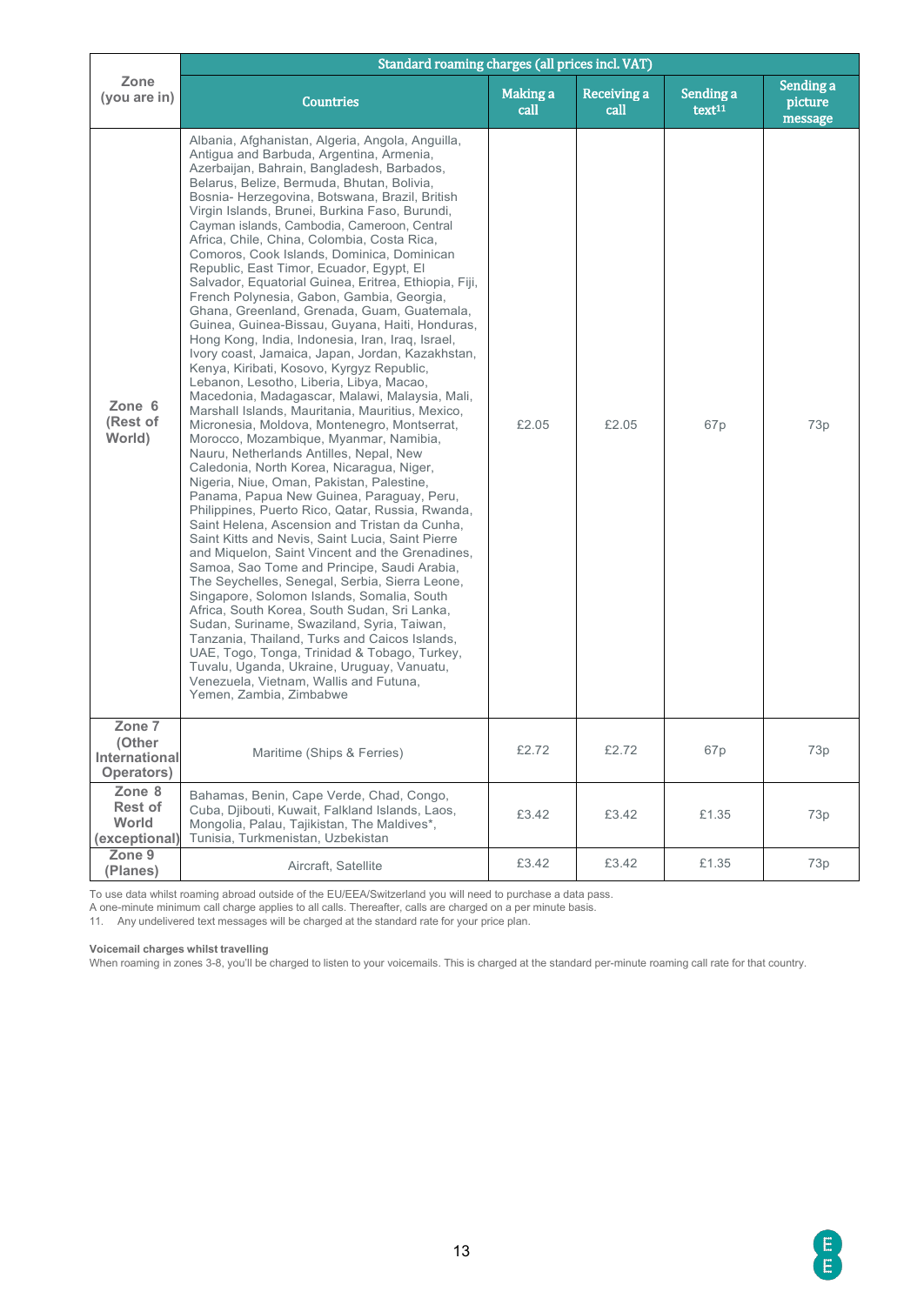| Zone (you are in) | Standard roaming charges (all prices incl. VAT) | | | | |
|---|---|---|---|---|---|
| | Countries | Making a call | Receiving a call | Sending a text[11] | Sending a picture message |
| Zone 6 (Rest of World) | Albania, Afghanistan, Algeria, Angola, Anguilla, Antigua and Barbuda, Argentina, Armenia, Azerbaijan, Bahrain, Bangladesh, Barbados, Belarus, Belize, Bermuda, Bhutan, Bolivia, Bosnia- Herzegovina, Botswana, Brazil, British Virgin Islands, Brunei, Burkina Faso, Burundi, Cayman islands, Cambodia, Cameroon, Central Africa, Chile, China, Colombia, Costa Rica, Comoros, Cook Islands, Dominica, Dominican Republic, East Timor, Ecuador, Egypt, El Salvador, Equatorial Guinea, Eritrea, Ethiopia, Fiji, French Polynesia, Gabon, Gambia, Georgia, Ghana, Greenland, Grenada, Guam, Guatemala, Guinea, Guinea-Bissau, Guyana, Haiti, Honduras, Hong Kong, India, Indonesia, Iran, Iraq, Israel, Ivory coast, Jamaica, Japan, Jordan, Kazakhstan, Kenya, Kiribati, Kosovo, Kyrgyz Republic, Lebanon, Lesotho, Liberia, Libya, Macao, Macedonia, Madagascar, Malawi, Malaysia, Mali, Marshall Islands, Mauritania, Mauritius, Mexico, Micronesia, Moldova, Montenegro, Montserrat, Morocco, Mozambique, Myanmar, Namibia, Nauru, Netherlands Antilles, Nepal, New Caledonia, North Korea, Nicaragua, Niger, Nigeria, Niue, Oman, Pakistan, Palestine, Panama, Papua New Guinea, Paraguay, Peru, Philippines, Puerto Rico, Qatar, Russia, Rwanda, Saint Helena, Ascension and Tristan da Cunha, Saint Kitts and Nevis, Saint Lucia, Saint Pierre and Miquelon, Saint Vincent and the Grenadines, Samoa, Sao Tome and Principe, Saudi Arabia, The Seychelles, Senegal, Serbia, Sierra Leone, Singapore, Solomon Islands, Somalia, South Africa, South Korea, South Sudan, Sri Lanka, Sudan, Suriname, Swaziland, Syria, Taiwan, Tanzania, Thailand, Turks and Caicos Islands, UAE, Togo, Tonga, Trinidad & Tobago, Turkey, Tuvalu, Uganda, Ukraine, Uruguay, Vanuatu, Venezuela, Vietnam, Wallis and Futuna, Yemen, Zambia, Zimbabwe | £2.05 | £2.05 | 67p | 73p |
| Zone 7 (Other International Operators) | Maritime (Ships & Ferries) | £2.72 | £2.72 | 67p | 73p |
| Zone 8 Rest of World (exceptional) | Bahamas, Benin, Cape Verde, Chad, Congo, Cuba, Djibouti, Kuwait, Falkland Islands, Laos, Mongolia, Palau, Tajikistan, The Maldives*, Tunisia, Turkmenistan, Uzbekistan | £3.42 | £3.42 | £1.35 | 73p |
| Zone 9 (Planes) | Aircraft, Satellite | £3.42 | £3.42 | £1.35 | 73p |

To use data whilst roaming abroad outside of the EU/EEA/Switzerland you will need to purchase a data pass.
A one-minute minimum call charge applies to all calls. Thereafter, calls are charged on a per minute basis.
11. Any undelivered text messages will be charged at the standard rate for your price plan.

**Voicemail charges whilst travelling**
When roaming in zones 3-8, you'll be charged to listen to your voicemails. This is charged at the standard per-minute roaming call rate for that country.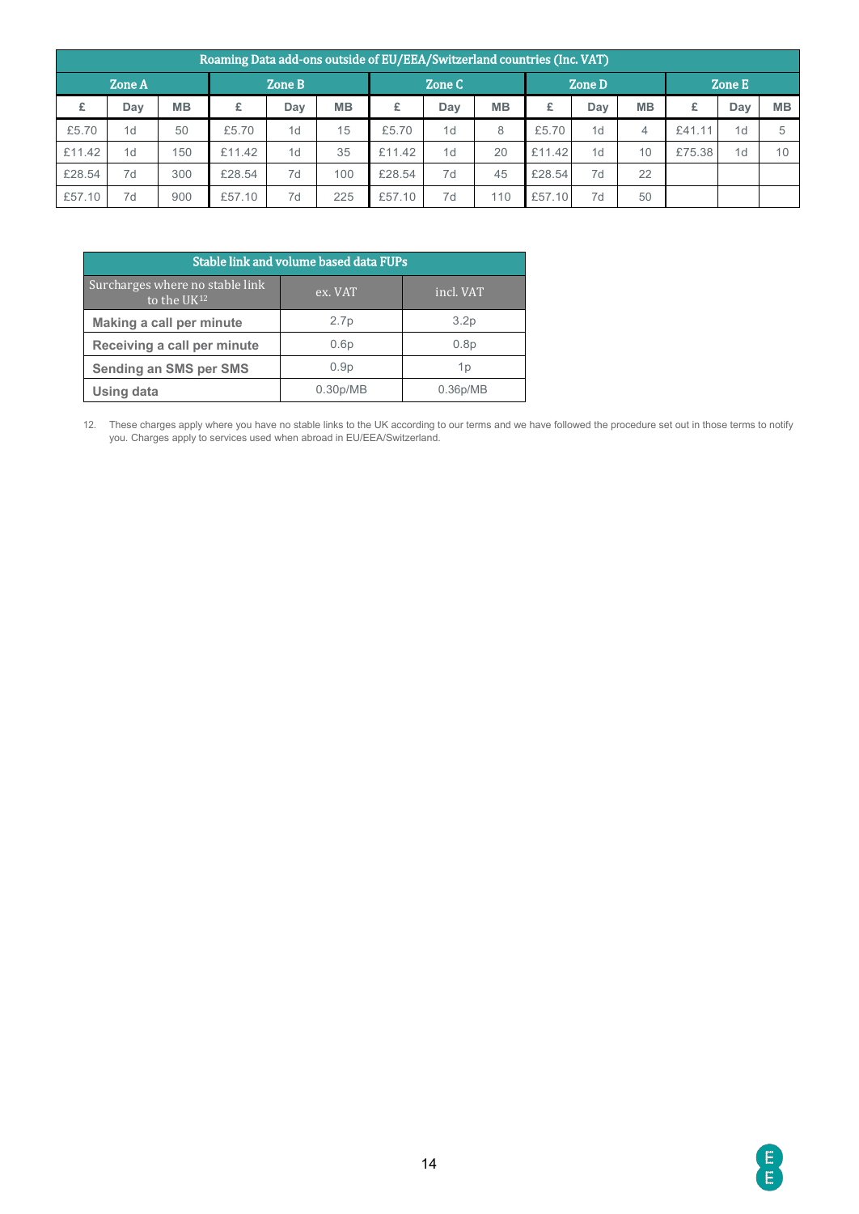| Roaming Data add-ons outside of EU/EEA/Switzerland countries (Inc. VAT) | | | | | | | | | | | | | | |
|---|---|---|---|---|---|---|---|---|---|---|---|---|---|---|
| Zone A | | | Zone B | | | Zone C | | | Zone D | | | Zone E | | |
| £ | Day | MB | £ | Day | MB | £ | Day | MB | £ | Day | MB | £ | Day | MB |
| £5.70 | 1d | 50 | £5.70 | 1d | 15 | £5.70 | 1d | 8 | £5.70 | 1d | 4 | £41.11 | 1d | 5 |
| £11.42 | 1d | 150 | £11.42 | 1d | 35 | £11.42 | 1d | 20 | £11.42 | 1d | 10 | £75.38 | 1d | 10 |
| £28.54 | 7d | 300 | £28.54 | 7d | 100 | £28.54 | 7d | 45 | £28.54 | 7d | 22 | | | |
| £57.10 | 7d | 900 | £57.10 | 7d | 225 | £57.10 | 7d | 110 | £57.10 | 7d | 50 | | | |

| Stable link and volume based data FUPs | | |
|---|---|---|
| Surcharges where no stable link to the UK[12] | ex. VAT | incl. VAT |
| **Making a call per minute** | 2.7p | 3.2p |
| **Receiving a call per minute** | 0.6p | 0.8p |
| **Sending an SMS per SMS** | 0.9p | 1p |
| **Using data** | 0.30p/MB | 0.36p/MB |

12. These charges apply where you have no stable links to the UK according to our terms and we have followed the procedure set out in those terms to notify you. Charges apply to services used when abroad in EU/EEA/Switzerland.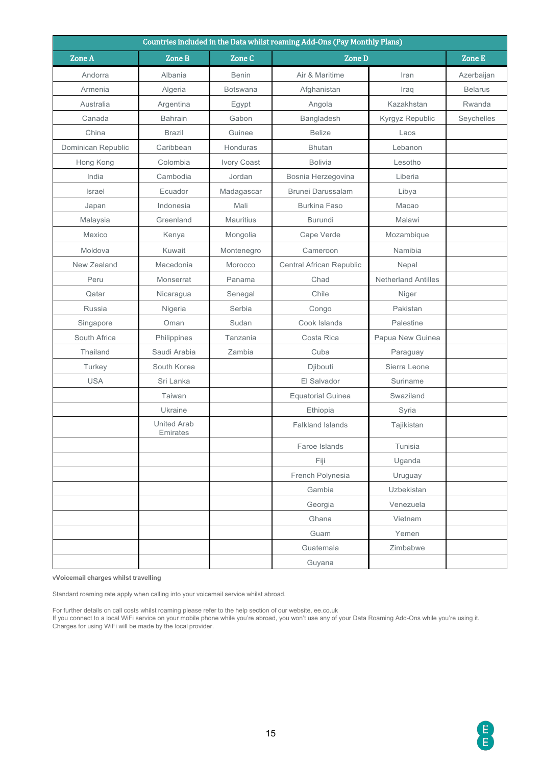| Countries included in the Data whilst roaming Add-Ons (Pay Monthly Plans) | | | | | |
|---|---|---|---|---|---|
| **Zone A** | **Zone B** | **Zone C** | **Zone D** | | **Zone E** |
| Andorra | Albania | Benin | Air & Maritime | Iran | Azerbaijan |
| Armenia | Algeria | Botswana | Afghanistan | Iraq | Belarus |
| Australia | Argentina | Egypt | Angola | Kazakhstan | Rwanda |
| Canada | Bahrain | Gabon | Bangladesh | Kyrgyz Republic | Seychelles |
| China | Brazil | Guinee | Belize | Laos | |
| Dominican Republic | Caribbean | Honduras | Bhutan | Lebanon | |
| Hong Kong | Colombia | Ivory Coast | Bolivia | Lesotho | |
| India | Cambodia | Jordan | Bosnia Herzegovina | Liberia | |
| Israel | Ecuador | Madagascar | Brunei Darussalam | Libya | |
| Japan | Indonesia | Mali | Burkina Faso | Macao | |
| Malaysia | Greenland | Mauritius | Burundi | Malawi | |
| Mexico | Kenya | Mongolia | Cape Verde | Mozambique | |
| Moldova | Kuwait | Montenegro | Cameroon | Namibia | |
| New Zealand | Macedonia | Morocco | Central African Republic | Nepal | |
| Peru | Monserrat | Panama | Chad | Netherland Antilles | |
| Qatar | Nicaragua | Senegal | Chile | Niger | |
| Russia | Nigeria | Serbia | Congo | Pakistan | |
| Singapore | Oman | Sudan | Cook Islands | Palestine | |
| South Africa | Philippines | Tanzania | Costa Rica | Papua New Guinea | |
| Thailand | Saudi Arabia | Zambia | Cuba | Paraguay | |
| Turkey | South Korea | | Djibouti | Sierra Leone | |
| USA | Sri Lanka | | El Salvador | Suriname | |
| | Taiwan | | Equatorial Guinea | Swaziland | |
| | Ukraine | | Ethiopia | Syria | |
| | United Arab Emirates | | Falkland Islands | Tajikistan | |
| | | | Faroe Islands | Tunisia | |
| | | | Fiji | Uganda | |
| | | | French Polynesia | Uruguay | |
| | | | Gambia | Uzbekistan | |
| | | | Georgia | Venezuela | |
| | | | Ghana | Vietnam | |
| | | | Guam | Yemen | |
| | | | Guatemala | Zimbabwe | |
| | | | Guyana | | |

**vVoicemail charges whilst travelling**

Standard roaming rate apply when calling into your voicemail service whilst abroad.

For further details on call costs whilst roaming please refer to the help section of our website, ee.co.uk
If you connect to a local WiFi service on your mobile phone while you're abroad, you won't use any of your Data Roaming Add-Ons while you're using it. Charges for using WiFi will be made by the local provider.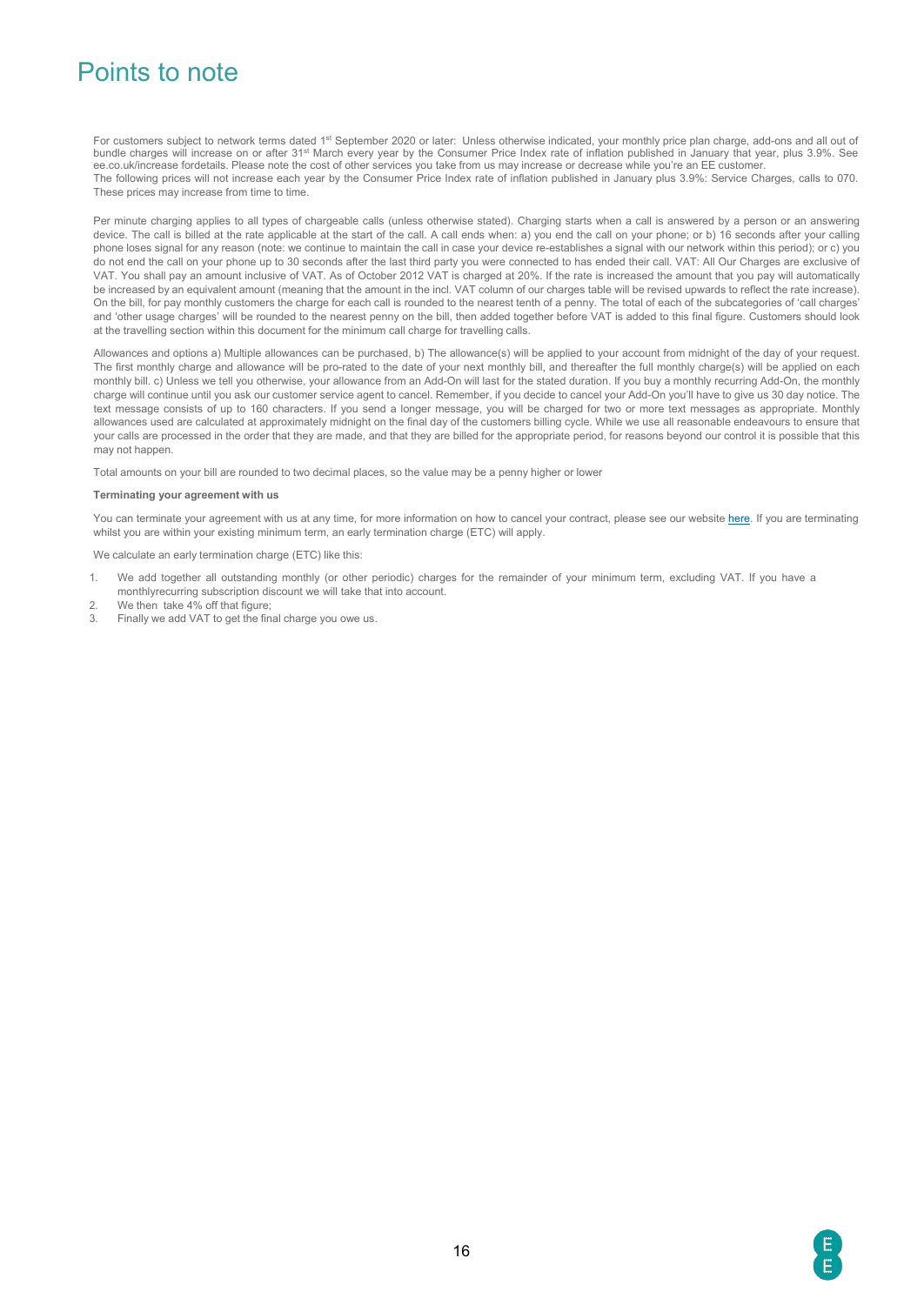# Points to note

For customers subject to network terms dated 1st September 2020 or later: Unless otherwise indicated, your monthly price plan charge, add-ons and all out of bundle charges will increase on or after 31st March every year by the Consumer Price Index rate of inflation published in January that year, plus 3.9%. See ee.co.uk/increase fordetails. Please note the cost of other services you take from us may increase or decrease while you're an EE customer.
The following prices will not increase each year by the Consumer Price Index rate of inflation published in January plus 3.9%: Service Charges, calls to 070. These prices may increase from time to time.

Per minute charging applies to all types of chargeable calls (unless otherwise stated). Charging starts when a call is answered by a person or an answering device. The call is billed at the rate applicable at the start of the call. A call ends when: a) you end the call on your phone; or b) 16 seconds after your calling phone loses signal for any reason (note: we continue to maintain the call in case your device re-establishes a signal with our network within this period); or c) you do not end the call on your phone up to 30 seconds after the last third party you were connected to has ended their call. VAT: All Our Charges are exclusive of VAT. You shall pay an amount inclusive of VAT. As of October 2012 VAT is charged at 20%. If the rate is increased the amount that you pay will automatically be increased by an equivalent amount (meaning that the amount in the incl. VAT column of our charges table will be revised upwards to reflect the rate increase). On the bill, for pay monthly customers the charge for each call is rounded to the nearest tenth of a penny. The total of each of the subcategories of 'call charges' and 'other usage charges' will be rounded to the nearest penny on the bill, then added together before VAT is added to this final figure. Customers should look at the travelling section within this document for the minimum call charge for travelling calls.

Allowances and options a) Multiple allowances can be purchased, b) The allowance(s) will be applied to your account from midnight of the day of your request. The first monthly charge and allowance will be pro-rated to the date of your next monthly bill, and thereafter the full monthly charge(s) will be applied on each monthly bill. c) Unless we tell you otherwise, your allowance from an Add-On will last for the stated duration. If you buy a monthly recurring Add-On, the monthly charge will continue until you ask our customer service agent to cancel. Remember, if you decide to cancel your Add-On you'll have to give us 30 day notice. The text message consists of up to 160 characters. If you send a longer message, you will be charged for two or more text messages as appropriate. Monthly allowances used are calculated at approximately midnight on the final day of the customers billing cycle. While we use all reasonable endeavours to ensure that your calls are processed in the order that they are made, and that they are billed for the appropriate period, for reasons beyond our control it is possible that this may not happen.

Total amounts on your bill are rounded to two decimal places, so the value may be a penny higher or lower

**Terminating your agreement with us**

You can terminate your agreement with us at any time, for more information on how to cancel your contract, please see our website here. If you are terminating whilst you are within your existing minimum term, an early termination charge (ETC) will apply.

We calculate an early termination charge (ETC) like this:

1. We add together all outstanding monthly (or other periodic) charges for the remainder of your minimum term, excluding VAT. If you have a monthlyrecurring subscription discount we will take that into account.
2. We then take 4% off that figure;
3. Finally we add VAT to get the final charge you owe us.